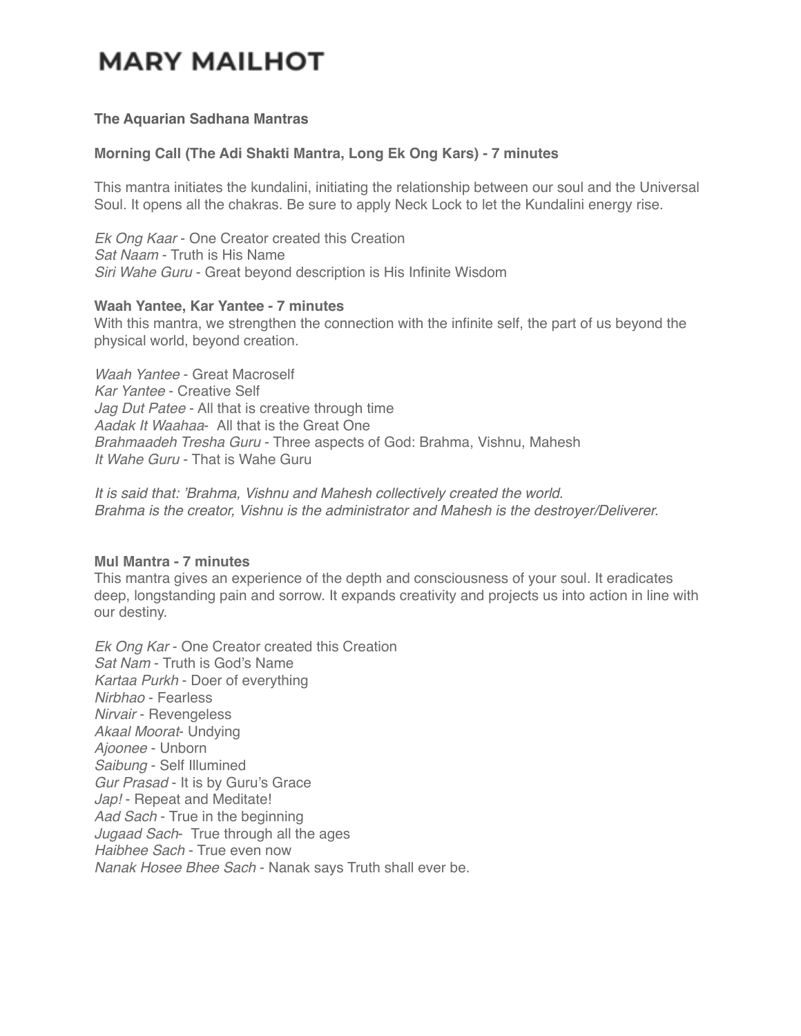# MARY MAILHOT

**The Aquarian Sadhana Mantras**

**Morning Call (The Adi Shakti Mantra, Long Ek Ong Kars) - 7 minutes**

This mantra initiates the kundalini, initiating the relationship between our soul and the Universal Soul. It opens all the chakras. Be sure to apply Neck Lock to let the Kundalini energy rise.

*Ek Ong Kaar* - One Creator created this Creation  
*Sat Naam* - Truth is His Name  
*Siri Wahe Guru* - Great beyond description is His Infinite Wisdom

**Waah Yantee, Kar Yantee - 7 minutes**  
With this mantra, we strengthen the connection with the infinite self, the part of us beyond the physical world, beyond creation.

*Waah Yantee* - Great Macroself  
*Kar Yantee* - Creative Self  
*Jag Dut Patee* - All that is creative through time  
*Aadak It Waahaa*- All that is the Great One  
*Brahmaadeh Tresha Guru* - Three aspects of God: Brahma, Vishnu, Mahesh  
*It Wahe Guru* - That is Wahe Guru

*It is said that: 'Brahma, Vishnu and Mahesh collectively created the world.*  
*Brahma is the creator, Vishnu is the administrator and Mahesh is the destroyer/Deliverer.*

**Mul Mantra - 7 minutes**  
This mantra gives an experience of the depth and consciousness of your soul. It eradicates deep, longstanding pain and sorrow. It expands creativity and projects us into action in line with our destiny.

*Ek Ong Kar* - One Creator created this Creation  
*Sat Nam* - Truth is God's Name  
*Kartaa Purkh* - Doer of everything  
*Nirbhao* - Fearless  
*Nirvair* - Revengeless  
*Akaal Moorat*- Undying  
*Ajoonee* - Unborn  
*Saibung* - Self Illumined  
*Gur Prasad* - It is by Guru's Grace  
*Jap!* - Repeat and Meditate!  
*Aad Sach* - True in the beginning  
*Jugaad Sach*- True through all the ages  
*Haibhee Sach* - True even now  
*Nanak Hosee Bhee Sach* - Nanak says Truth shall ever be.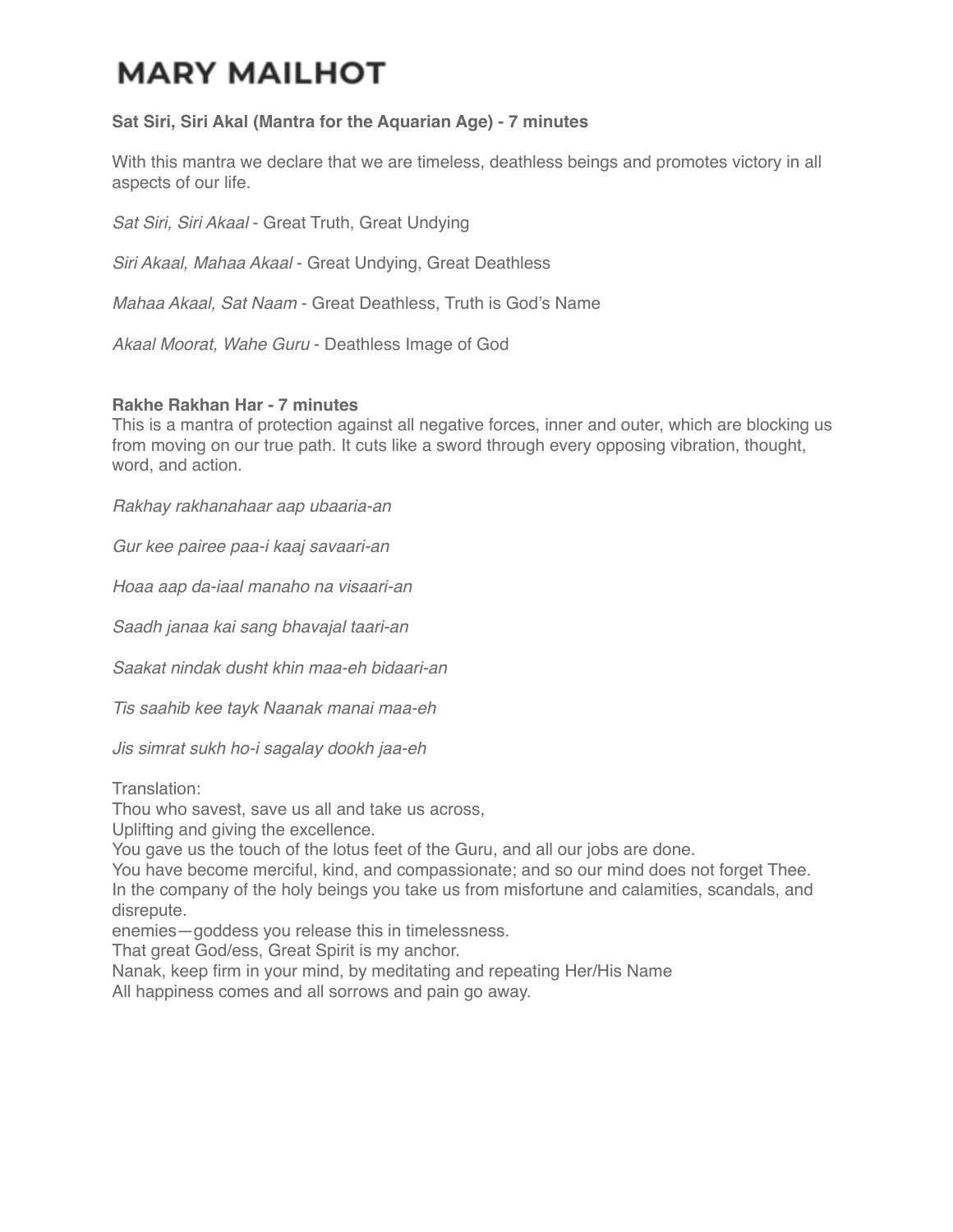**Sat Siri, Siri Akal (Mantra for the Aquarian Age) - 7 minutes**

With this mantra we declare that we are timeless, deathless beings and promotes victory in all aspects of our life.

*Sat Siri, Siri Akaal* - Great Truth, Great Undying

*Siri Akaal, Mahaa Akaal* - Great Undying, Great Deathless

*Mahaa Akaal, Sat Naam* - Great Deathless, Truth is God's Name

*Akaal Moorat, Wahe Guru* - Deathless Image of God

**Rakhe Rakhan Har - 7 minutes**

This is a mantra of protection against all negative forces, inner and outer, which are blocking us from moving on our true path. It cuts like a sword through every opposing vibration, thought, word, and action.

*Rakhay rakhanahaar aap ubaaria-an*

*Gur kee pairee paa-i kaaj savaari-an*

*Hoaa aap da-iaal manaho na visaari-an*

*Saadh janaa kai sang bhavajal taari-an*

*Saakat nindak dusht khin maa-eh bidaari-an*

*Tis saahib kee tayk Naanak manai maa-eh*

*Jis simrat sukh ho-i sagalay dookh jaa-eh*

Translation:
Thou who savest, save us all and take us across,
Uplifting and giving the excellence.
You gave us the touch of the lotus feet of the Guru, and all our jobs are done.
You have become merciful, kind, and compassionate; and so our mind does not forget Thee.
In the company of the holy beings you take us from misfortune and calamities, scandals, and disrepute.
enemies—goddess you release this in timelessness.
That great God/ess, Great Spirit is my anchor.
Nanak, keep firm in your mind, by meditating and repeating Her/His Name
All happiness comes and all sorrows and pain go away.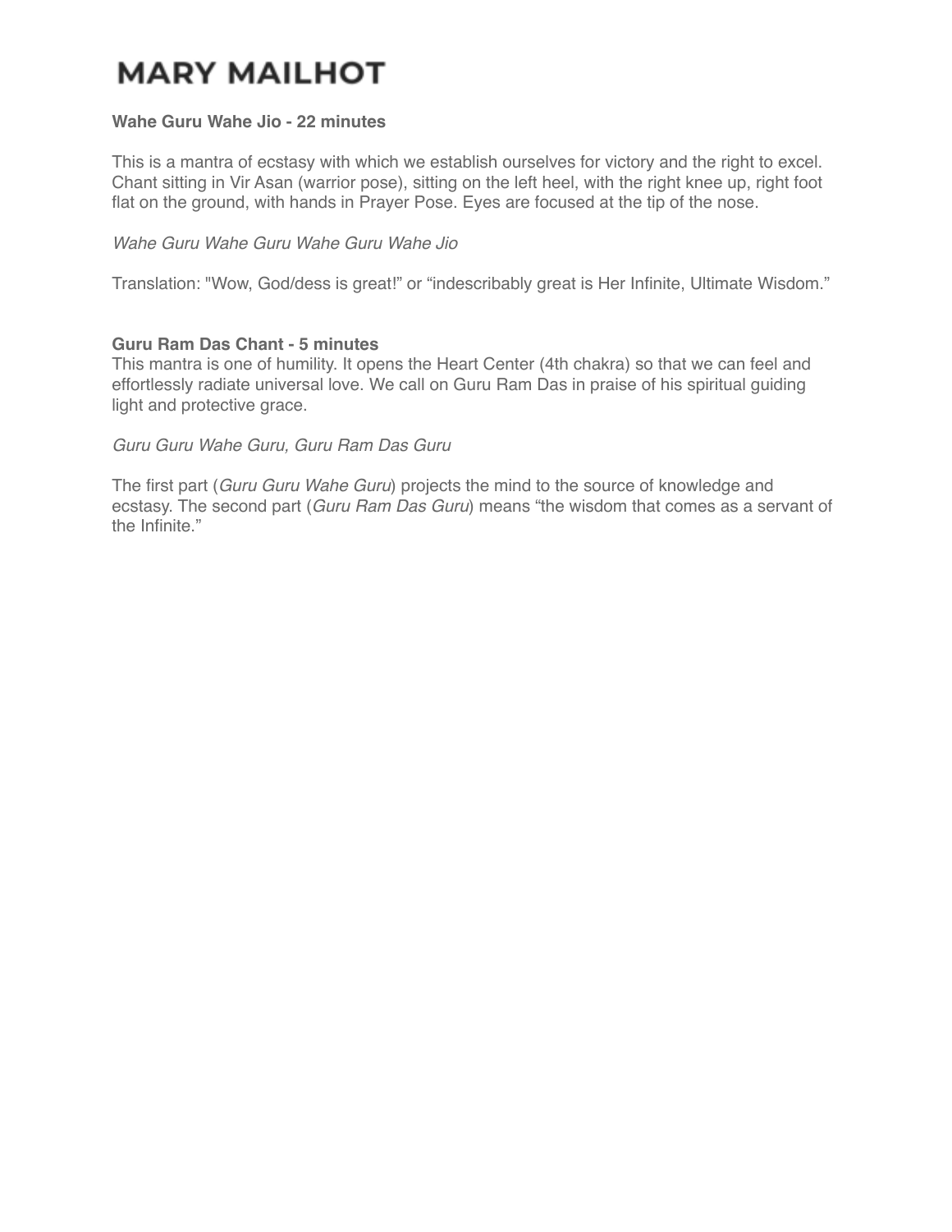**Wahe Guru Wahe Jio - 22 minutes**

This is a mantra of ecstasy with which we establish ourselves for victory and the right to excel. Chant sitting in Vir Asan (warrior pose), sitting on the left heel, with the right knee up, right foot flat on the ground, with hands in Prayer Pose. Eyes are focused at the tip of the nose.

*Wahe Guru Wahe Guru Wahe Guru Wahe Jio*

Translation: "Wow, God/dess is great!" or "indescribably great is Her Infinite, Ultimate Wisdom."

**Guru Ram Das Chant - 5 minutes**

This mantra is one of humility. It opens the Heart Center (4th chakra) so that we can feel and effortlessly radiate universal love. We call on Guru Ram Das in praise of his spiritual guiding light and protective grace.

*Guru Guru Wahe Guru, Guru Ram Das Guru*

The first part (*Guru Guru Wahe Guru*) projects the mind to the source of knowledge and ecstasy. The second part (*Guru Ram Das Guru*) means "the wisdom that comes as a servant of the Infinite."